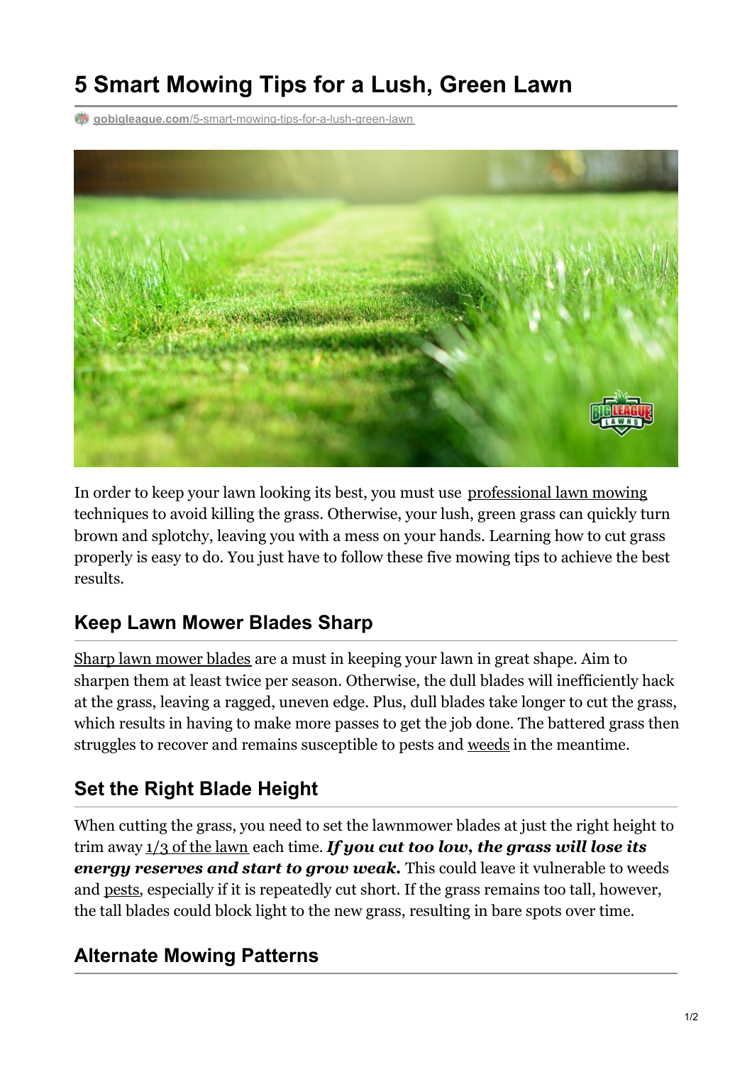# 5 Smart Mowing Tips for a Lush, Green Lawn

gobigleague.com/5-smart-mowing-tips-for-a-lush-green-lawn

In order to keep your lawn looking its best, you must use professional lawn mowing techniques to avoid killing the grass. Otherwise, your lush, green grass can quickly turn brown and splotchy, leaving you with a mess on your hands. Learning how to cut grass properly is easy to do. You just have to follow these five mowing tips to achieve the best results.

## Keep Lawn Mower Blades Sharp

Sharp lawn mower blades are a must in keeping your lawn in great shape. Aim to sharpen them at least twice per season. Otherwise, the dull blades will inefficiently hack at the grass, leaving a ragged, uneven edge. Plus, dull blades take longer to cut the grass, which results in having to make more passes to get the job done. The battered grass then struggles to recover and remains susceptible to pests and weeds in the meantime.

## Set the Right Blade Height

When cutting the grass, you need to set the lawnmower blades at just the right height to trim away 1/3 of the lawn each time. ***If you cut too low, the grass will lose its energy reserves and start to grow weak.*** This could leave it vulnerable to weeds and pests, especially if it is repeatedly cut short. If the grass remains too tall, however, the tall blades could block light to the new grass, resulting in bare spots over time.

## Alternate Mowing Patterns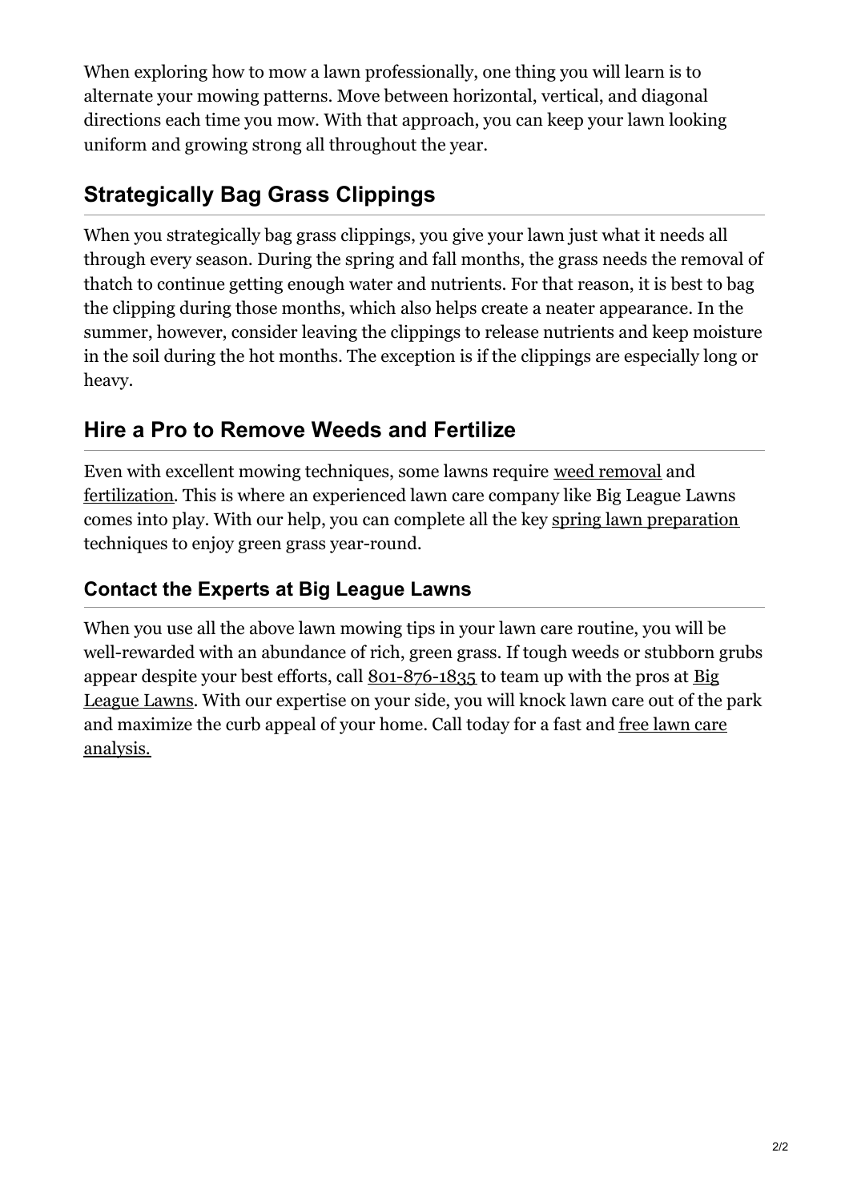When exploring how to mow a lawn professionally, one thing you will learn is to alternate your mowing patterns. Move between horizontal, vertical, and diagonal directions each time you mow. With that approach, you can keep your lawn looking uniform and growing strong all throughout the year.

## Strategically Bag Grass Clippings

When you strategically bag grass clippings, you give your lawn just what it needs all through every season. During the spring and fall months, the grass needs the removal of thatch to continue getting enough water and nutrients. For that reason, it is best to bag the clipping during those months, which also helps create a neater appearance. In the summer, however, consider leaving the clippings to release nutrients and keep moisture in the soil during the hot months. The exception is if the clippings are especially long or heavy.

## Hire a Pro to Remove Weeds and Fertilize

Even with excellent mowing techniques, some lawns require weed removal and fertilization. This is where an experienced lawn care company like Big League Lawns comes into play. With our help, you can complete all the key spring lawn preparation techniques to enjoy green grass year-round.

### Contact the Experts at Big League Lawns

When you use all the above lawn mowing tips in your lawn care routine, you will be well-rewarded with an abundance of rich, green grass. If tough weeds or stubborn grubs appear despite your best efforts, call 801-876-1835 to team up with the pros at Big League Lawns. With our expertise on your side, you will knock lawn care out of the park and maximize the curb appeal of your home. Call today for a fast and free lawn care analysis.